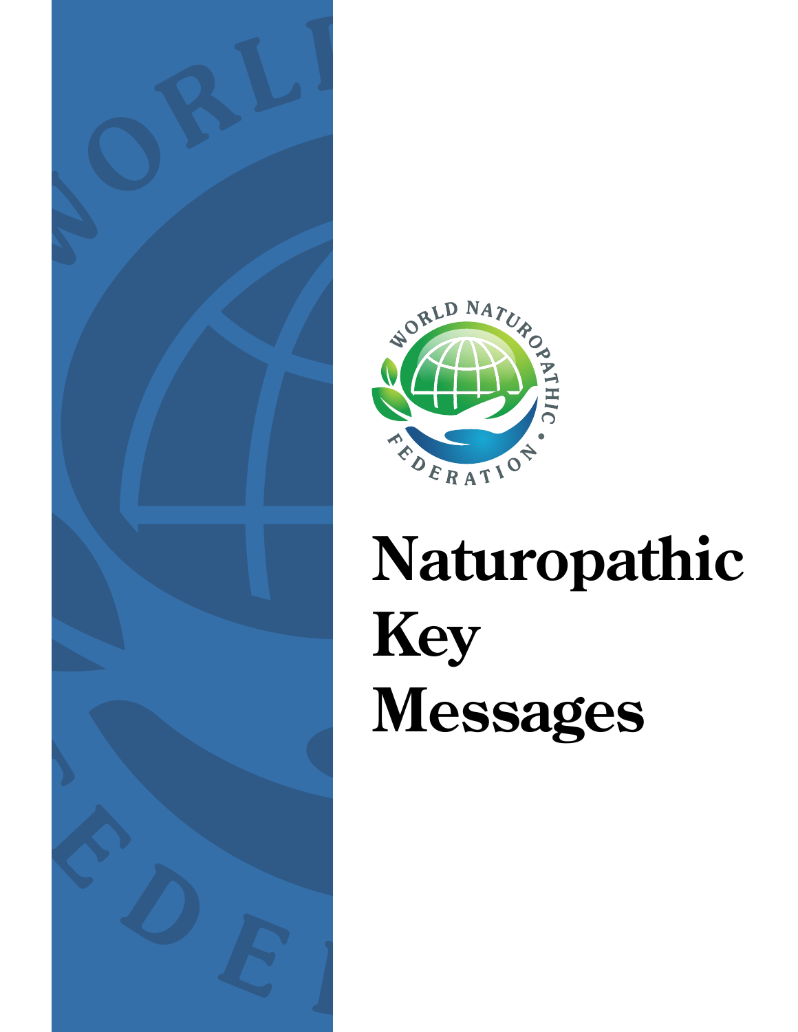# Naturopathic Key Messages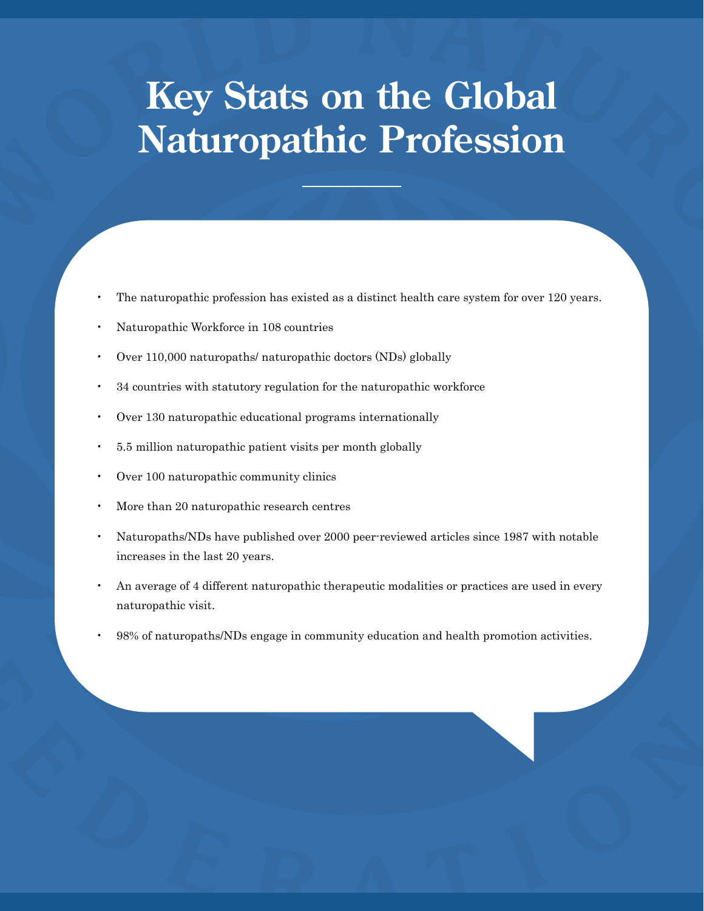# Key Stats on the Global Naturopathic Profession

- The naturopathic profession has existed as a distinct health care system for over 120 years.
- Naturopathic Workforce in 108 countries
- Over 110,000 naturopaths/ naturopathic doctors (NDs) globally
- 34 countries with statutory regulation for the naturopathic workforce
- Over 130 naturopathic educational programs internationally
- 5.5 million naturopathic patient visits per month globally
- Over 100 naturopathic community clinics
- More than 20 naturopathic research centres
- Naturopaths/NDs have published over 2000 peer-reviewed articles since 1987 with notable increases in the last 20 years.
- An average of 4 different naturopathic therapeutic modalities or practices are used in every naturopathic visit.
- 98% of naturopaths/NDs engage in community education and health promotion activities.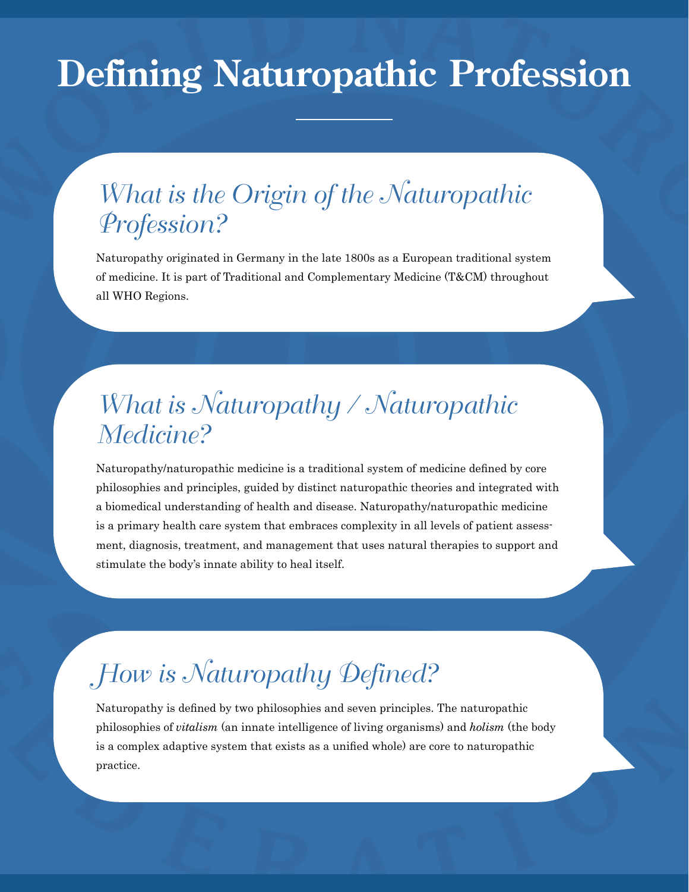# Defining Naturopathic Profession

## What is the Origin of the Naturopathic Profession?

Naturopathy originated in Germany in the late 1800s as a European traditional system of medicine. It is part of Traditional and Complementary Medicine (T&CM) throughout all WHO Regions.

## What is Naturopathy / Naturopathic Medicine?

Naturopathy/naturopathic medicine is a traditional system of medicine defined by core philosophies and principles, guided by distinct naturopathic theories and integrated with a biomedical understanding of health and disease. Naturopathy/naturopathic medicine is a primary health care system that embraces complexity in all levels of patient assessment, diagnosis, treatment, and management that uses natural therapies to support and stimulate the body's innate ability to heal itself.

## How is Naturopathy Defined?

Naturopathy is defined by two philosophies and seven principles. The naturopathic philosophies of *vitalism* (an innate intelligence of living organisms) and *holism* (the body is a complex adaptive system that exists as a unified whole) are core to naturopathic practice.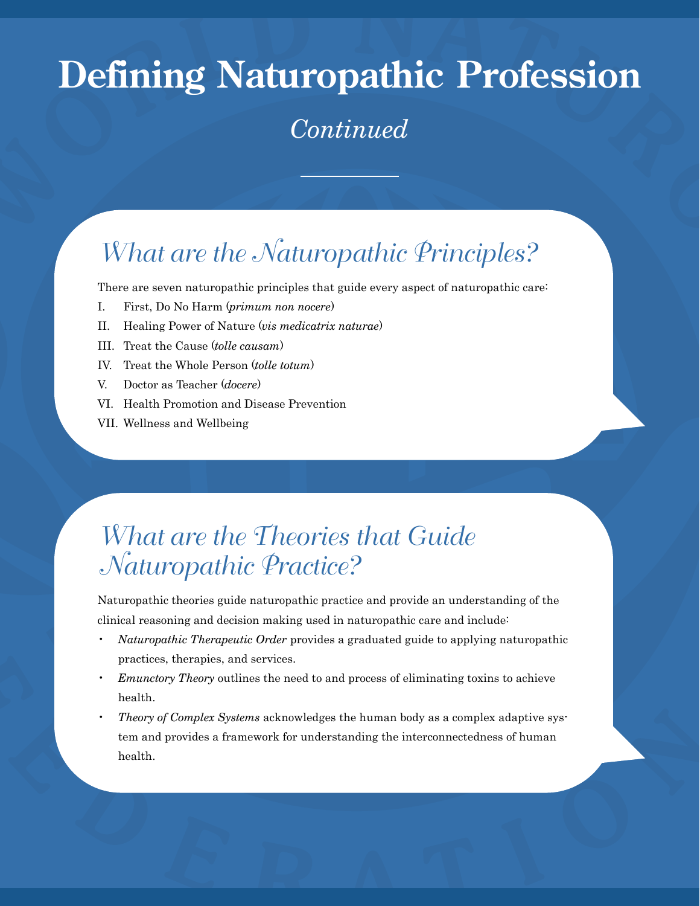# Defining Naturopathic Profession

*Continued*

## *What are the Naturopathic Principles?*

There are seven naturopathic principles that guide every aspect of naturopathic care:

I. First, Do No Harm (*primum non nocere*)

II. Healing Power of Nature (*vis medicatrix naturae*)

III. Treat the Cause (*tolle causam*)

IV. Treat the Whole Person (*tolle totum*)

V. Doctor as Teacher (*docere*)

VI. Health Promotion and Disease Prevention

VII. Wellness and Wellbeing

## *What are the Theories that Guide Naturopathic Practice?*

Naturopathic theories guide naturopathic practice and provide an understanding of the clinical reasoning and decision making used in naturopathic care and include:

- *Naturopathic Therapeutic Order* provides a graduated guide to applying naturopathic practices, therapies, and services.
- *Emunctory Theory* outlines the need to and process of eliminating toxins to achieve health.
- *Theory of Complex Systems* acknowledges the human body as a complex adaptive system and provides a framework for understanding the interconnectedness of human health.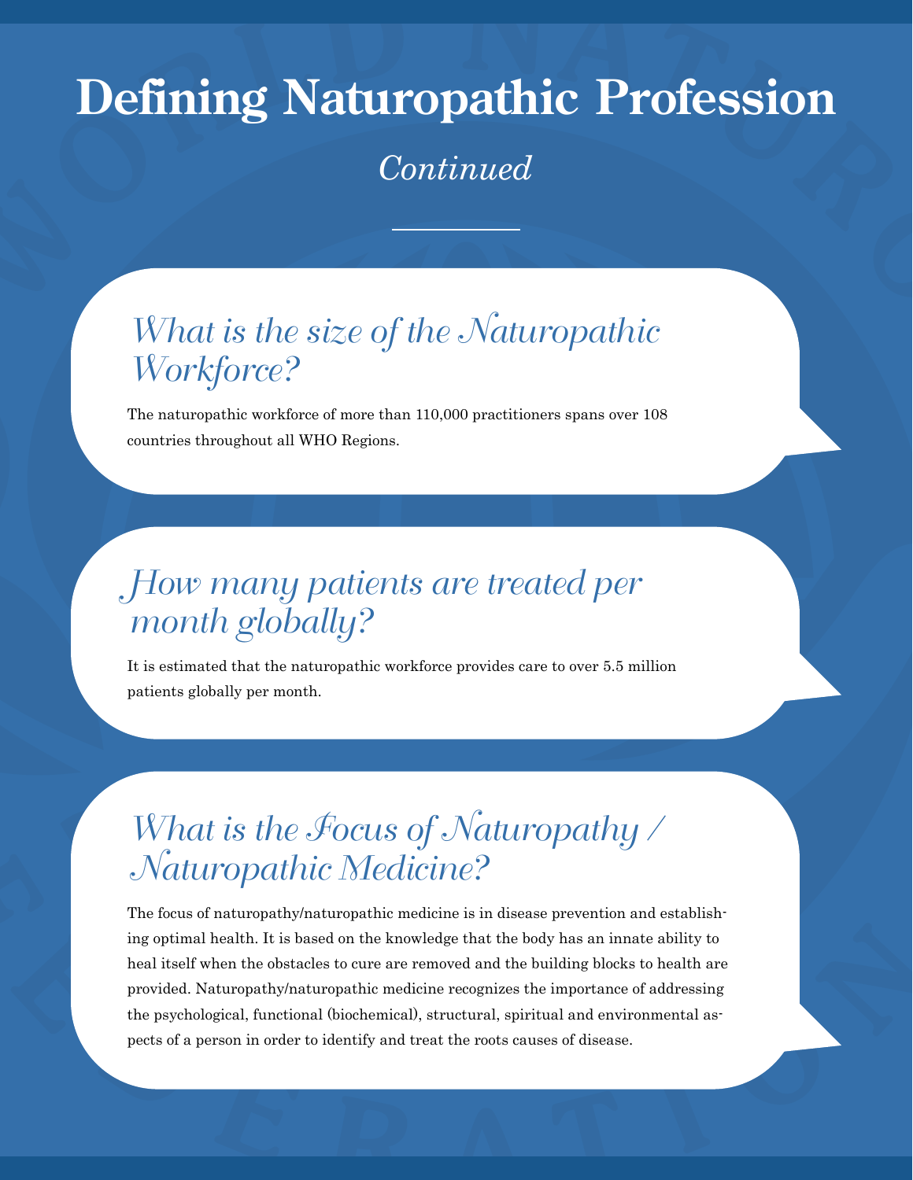# Defining Naturopathic Profession

*Continued*

## What is the size of the Naturopathic Workforce?

The naturopathic workforce of more than 110,000 practitioners spans over 108 countries throughout all WHO Regions.

## How many patients are treated per month globally?

It is estimated that the naturopathic workforce provides care to over 5.5 million patients globally per month.

## What is the Focus of Naturopathy / Naturopathic Medicine?

The focus of naturopathy/naturopathic medicine is in disease prevention and establishing optimal health. It is based on the knowledge that the body has an innate ability to heal itself when the obstacles to cure are removed and the building blocks to health are provided. Naturopathy/naturopathic medicine recognizes the importance of addressing the psychological, functional (biochemical), structural, spiritual and environmental aspects of a person in order to identify and treat the roots causes of disease.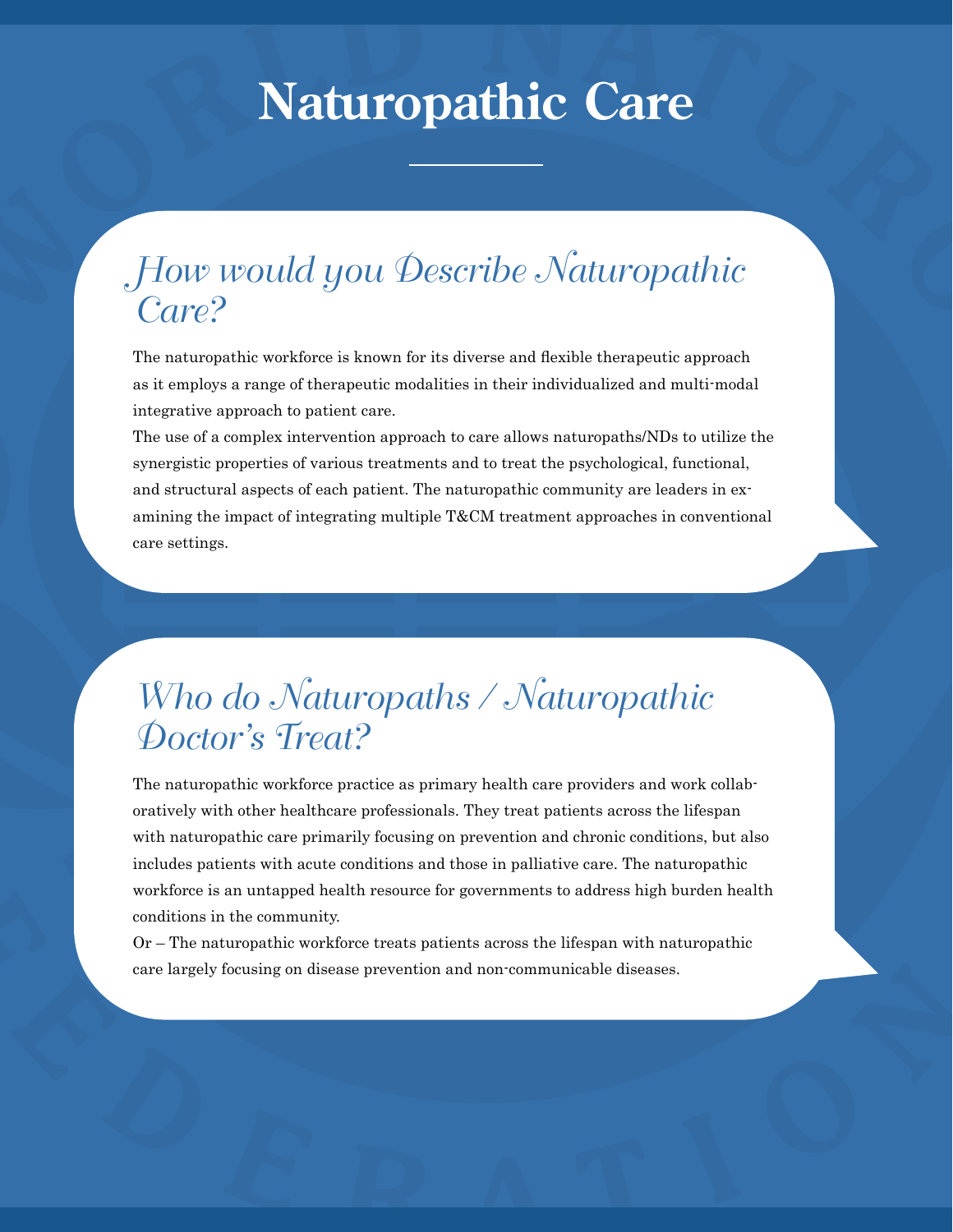# Naturopathic Care

## *How would you Describe Naturopathic Care?*

The naturopathic workforce is known for its diverse and flexible therapeutic approach as it employs a range of therapeutic modalities in their individualized and multi-modal integrative approach to patient care.

The use of a complex intervention approach to care allows naturopaths/NDs to utilize the synergistic properties of various treatments and to treat the psychological, functional, and structural aspects of each patient. The naturopathic community are leaders in examining the impact of integrating multiple T&CM treatment approaches in conventional care settings.

## *Who do Naturopaths / Naturopathic Doctor's Treat?*

The naturopathic workforce practice as primary health care providers and work collaboratively with other healthcare professionals. They treat patients across the lifespan with naturopathic care primarily focusing on prevention and chronic conditions, but also includes patients with acute conditions and those in palliative care. The naturopathic workforce is an untapped health resource for governments to address high burden health conditions in the community.

Or – The naturopathic workforce treats patients across the lifespan with naturopathic care largely focusing on disease prevention and non-communicable diseases.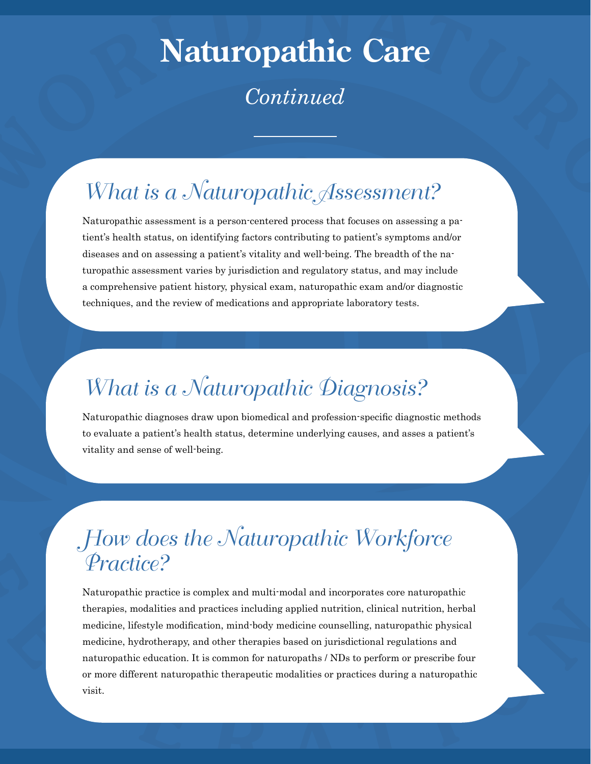# Naturopathic Care

*Continued*

## What is a Naturopathic Assessment?

Naturopathic assessment is a person-centered process that focuses on assessing a patient's health status, on identifying factors contributing to patient's symptoms and/or diseases and on assessing a patient's vitality and well-being. The breadth of the naturopathic assessment varies by jurisdiction and regulatory status, and may include a comprehensive patient history, physical exam, naturopathic exam and/or diagnostic techniques, and the review of medications and appropriate laboratory tests.

## What is a Naturopathic Diagnosis?

Naturopathic diagnoses draw upon biomedical and profession-specific diagnostic methods to evaluate a patient's health status, determine underlying causes, and asses a patient's vitality and sense of well-being.

## How does the Naturopathic Workforce Practice?

Naturopathic practice is complex and multi-modal and incorporates core naturopathic therapies, modalities and practices including applied nutrition, clinical nutrition, herbal medicine, lifestyle modification, mind-body medicine counselling, naturopathic physical medicine, hydrotherapy, and other therapies based on jurisdictional regulations and naturopathic education. It is common for naturopaths / NDs to perform or prescribe four or more different naturopathic therapeutic modalities or practices during a naturopathic visit.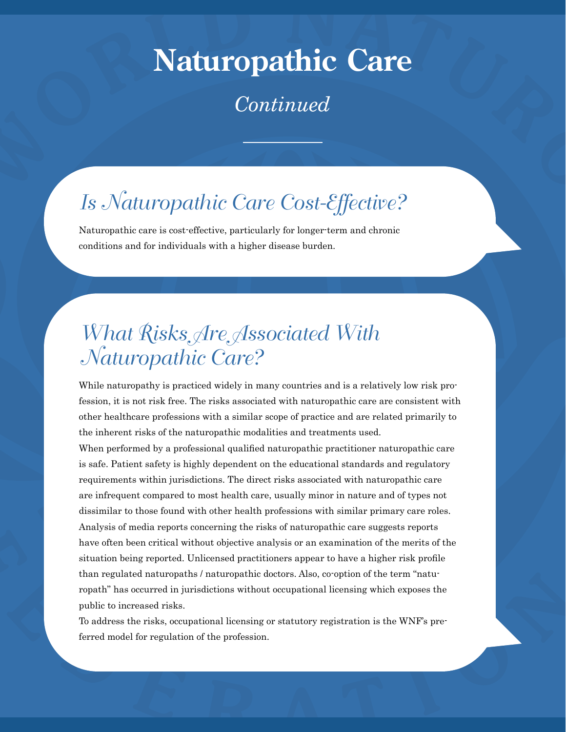# Naturopathic Care

*Continued*

## *Is Naturopathic Care Cost-Effective?*

Naturopathic care is cost-effective, particularly for longer-term and chronic conditions and for individuals with a higher disease burden.

## *What Risks Are Associated With Naturopathic Care?*

While naturopathy is practiced widely in many countries and is a relatively low risk profession, it is not risk free. The risks associated with naturopathic care are consistent with other healthcare professions with a similar scope of practice and are related primarily to the inherent risks of the naturopathic modalities and treatments used.

When performed by a professional qualified naturopathic practitioner naturopathic care is safe. Patient safety is highly dependent on the educational standards and regulatory requirements within jurisdictions. The direct risks associated with naturopathic care are infrequent compared to most health care, usually minor in nature and of types not dissimilar to those found with other health professions with similar primary care roles. Analysis of media reports concerning the risks of naturopathic care suggests reports have often been critical without objective analysis or an examination of the merits of the situation being reported. Unlicensed practitioners appear to have a higher risk profile than regulated naturopaths / naturopathic doctors. Also, co-option of the term "naturopath" has occurred in jurisdictions without occupational licensing which exposes the public to increased risks.

To address the risks, occupational licensing or statutory registration is the WNF's preferred model for regulation of the profession.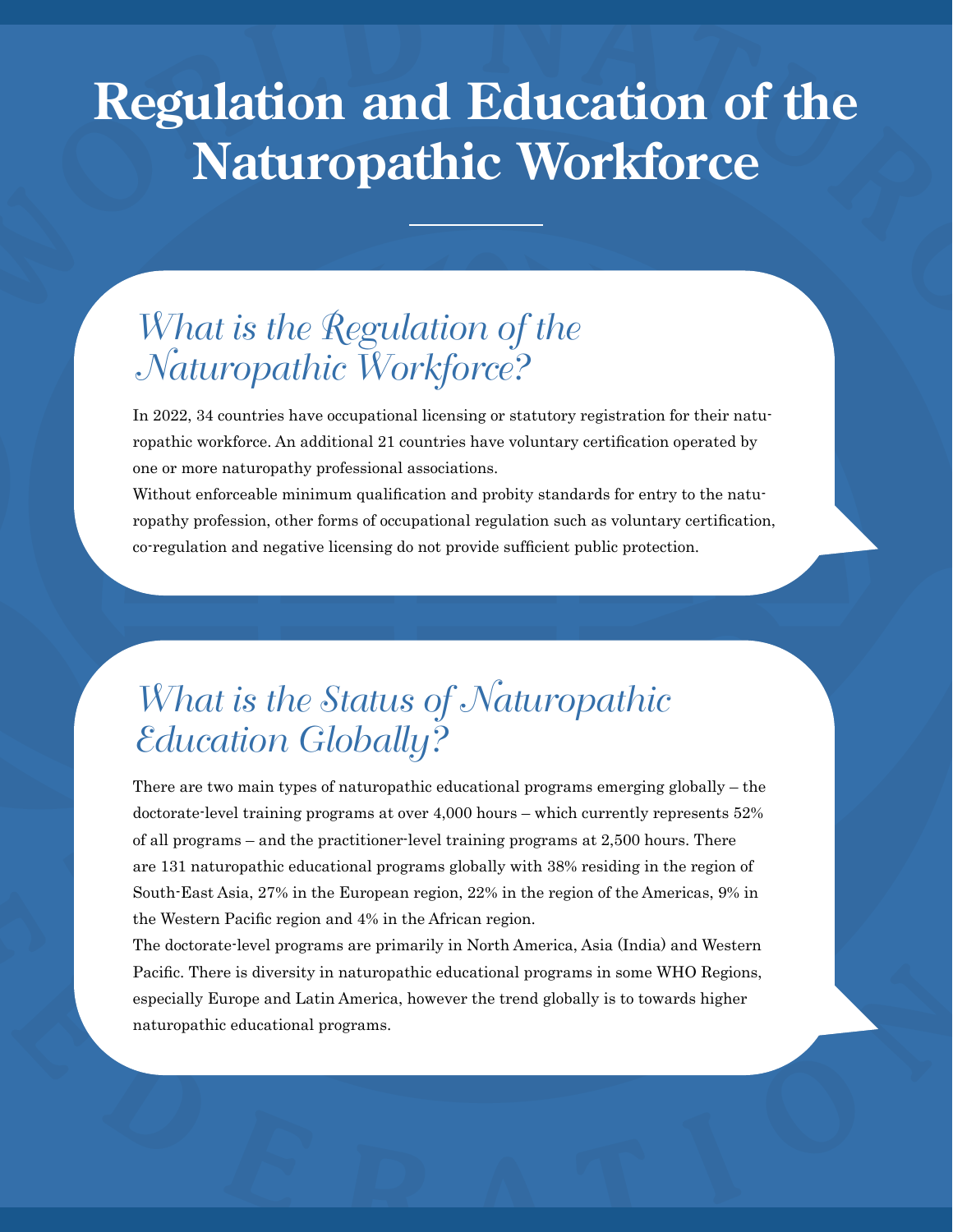# Regulation and Education of the Naturopathic Workforce

## What is the Regulation of the Naturopathic Workforce?

In 2022, 34 countries have occupational licensing or statutory registration for their naturopathic workforce. An additional 21 countries have voluntary certification operated by one or more naturopathy professional associations.

Without enforceable minimum qualification and probity standards for entry to the naturopathy profession, other forms of occupational regulation such as voluntary certification, co-regulation and negative licensing do not provide sufficient public protection.

## What is the Status of Naturopathic Education Globally?

There are two main types of naturopathic educational programs emerging globally – the doctorate-level training programs at over 4,000 hours – which currently represents 52% of all programs – and the practitioner-level training programs at 2,500 hours. There are 131 naturopathic educational programs globally with 38% residing in the region of South-East Asia, 27% in the European region, 22% in the region of the Americas, 9% in the Western Pacific region and 4% in the African region.

The doctorate-level programs are primarily in North America, Asia (India) and Western Pacific. There is diversity in naturopathic educational programs in some WHO Regions, especially Europe and Latin America, however the trend globally is to towards higher naturopathic educational programs.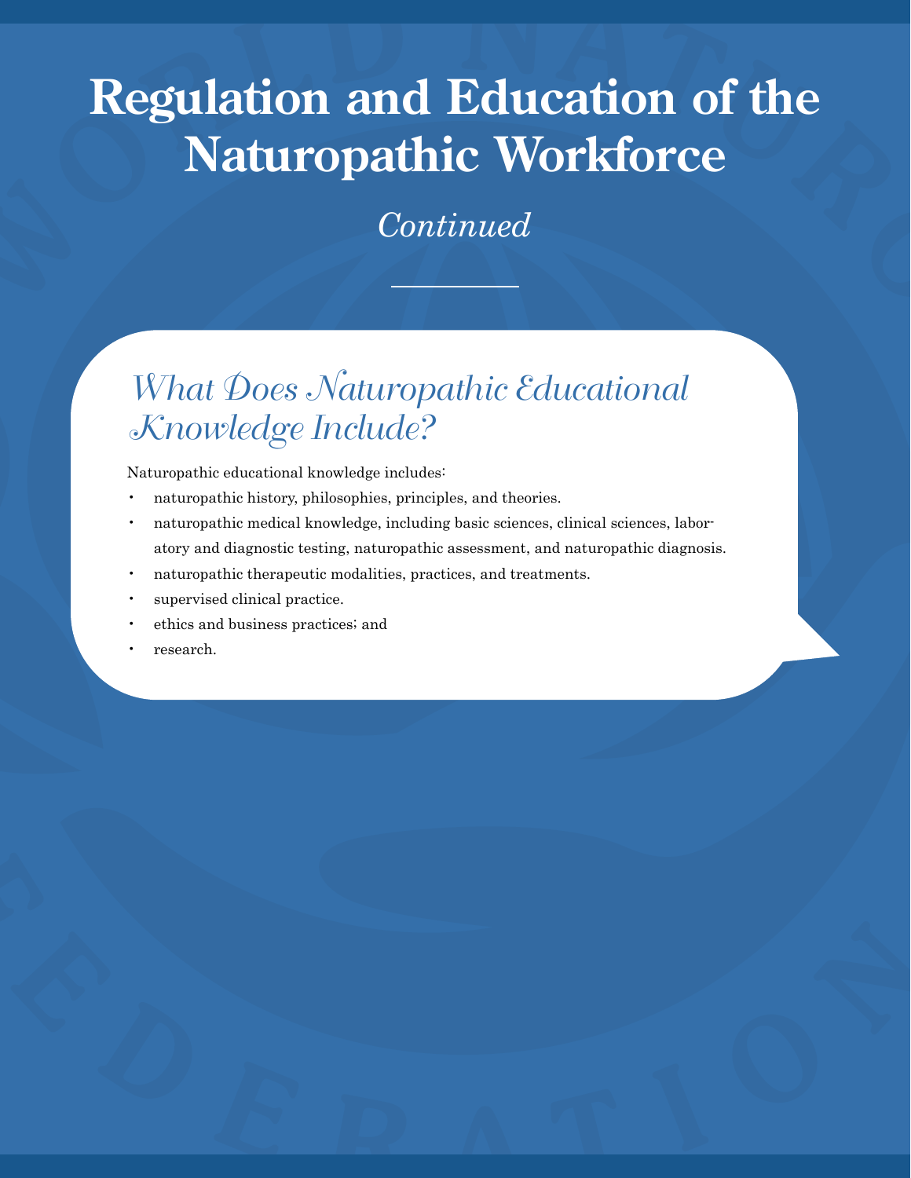# Regulation and Education of the Naturopathic Workforce

*Continued*

## *What Does Naturopathic Educational Knowledge Include?*

Naturopathic educational knowledge includes:

- naturopathic history, philosophies, principles, and theories.
- naturopathic medical knowledge, including basic sciences, clinical sciences, laboratory and diagnostic testing, naturopathic assessment, and naturopathic diagnosis.
- naturopathic therapeutic modalities, practices, and treatments.
- supervised clinical practice.
- ethics and business practices; and
- research.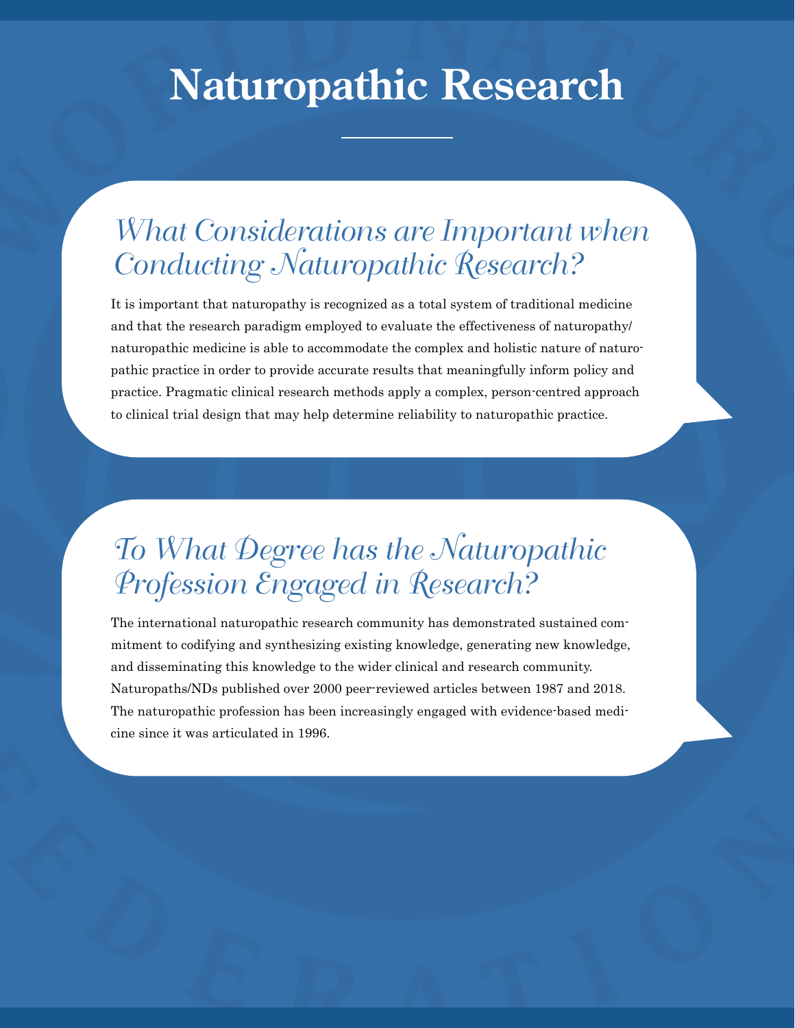# Naturopathic Research

## What Considerations are Important when Conducting Naturopathic Research?

It is important that naturopathy is recognized as a total system of traditional medicine and that the research paradigm employed to evaluate the effectiveness of naturopathy/ naturopathic medicine is able to accommodate the complex and holistic nature of naturopathic practice in order to provide accurate results that meaningfully inform policy and practice. Pragmatic clinical research methods apply a complex, person-centred approach to clinical trial design that may help determine reliability to naturopathic practice.

## To What Degree has the Naturopathic Profession Engaged in Research?

The international naturopathic research community has demonstrated sustained commitment to codifying and synthesizing existing knowledge, generating new knowledge, and disseminating this knowledge to the wider clinical and research community. Naturopaths/NDs published over 2000 peer-reviewed articles between 1987 and 2018. The naturopathic profession has been increasingly engaged with evidence-based medicine since it was articulated in 1996.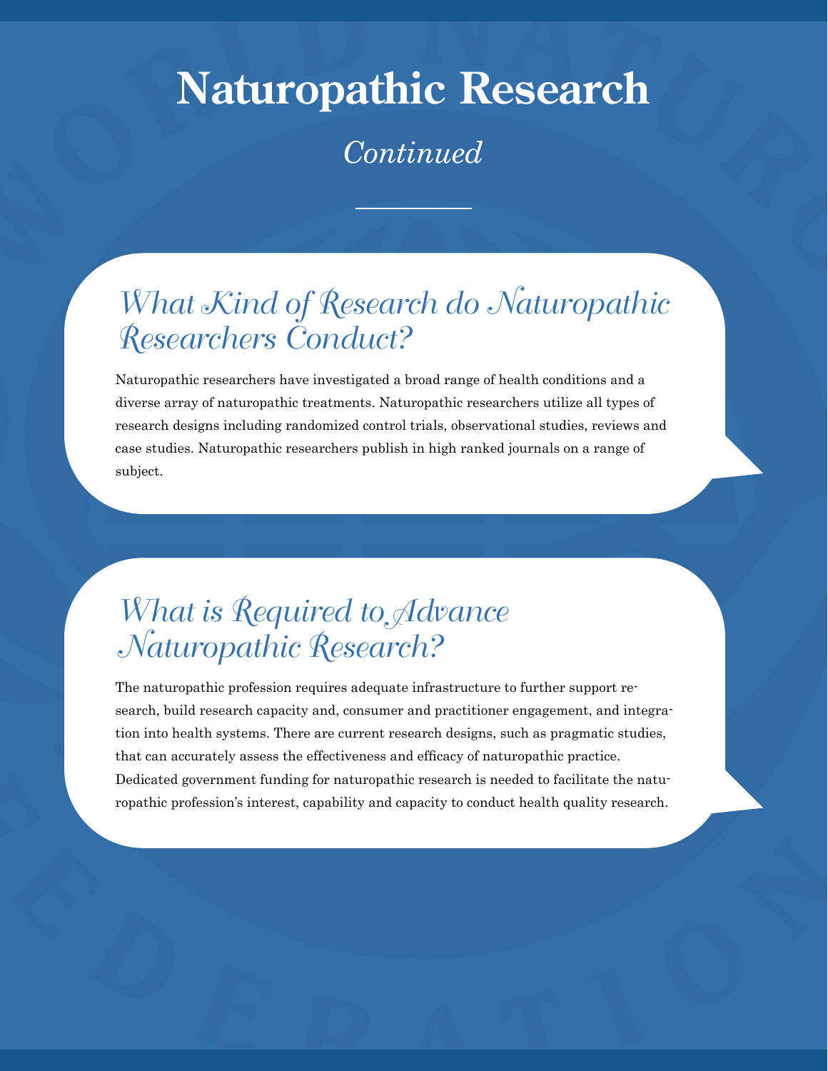# Naturopathic Research

*Continued*

## *What Kind of Research do Naturopathic Researchers Conduct?*

Naturopathic researchers have investigated a broad range of health conditions and a diverse array of naturopathic treatments. Naturopathic researchers utilize all types of research designs including randomized control trials, observational studies, reviews and case studies. Naturopathic researchers publish in high ranked journals on a range of subject.

## *What is Required to Advance Naturopathic Research?*

The naturopathic profession requires adequate infrastructure to further support research, build research capacity and, consumer and practitioner engagement, and integration into health systems. There are current research designs, such as pragmatic studies, that can accurately assess the effectiveness and efficacy of naturopathic practice. Dedicated government funding for naturopathic research is needed to facilitate the naturopathic profession's interest, capability and capacity to conduct health quality research.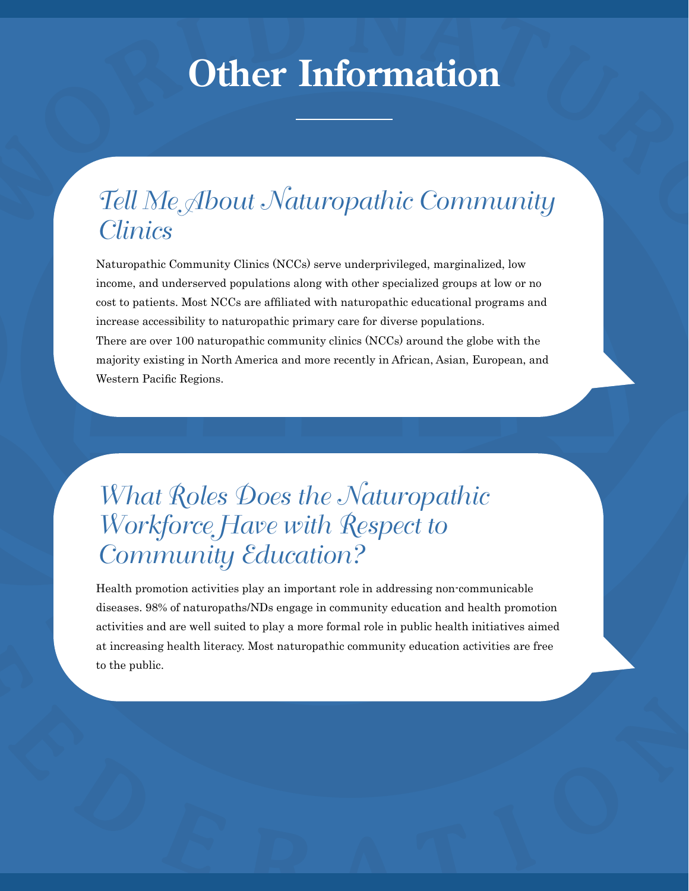# Other Information

## Tell Me About Naturopathic Community Clinics

Naturopathic Community Clinics (NCCs) serve underprivileged, marginalized, low income, and underserved populations along with other specialized groups at low or no cost to patients. Most NCCs are affiliated with naturopathic educational programs and increase accessibility to naturopathic primary care for diverse populations.

There are over 100 naturopathic community clinics (NCCs) around the globe with the majority existing in North America and more recently in African, Asian, European, and Western Pacific Regions.

## What Roles Does the Naturopathic Workforce Have with Respect to Community Education?

Health promotion activities play an important role in addressing non-communicable diseases. 98% of naturopaths/NDs engage in community education and health promotion activities and are well suited to play a more formal role in public health initiatives aimed at increasing health literacy. Most naturopathic community education activities are free to the public.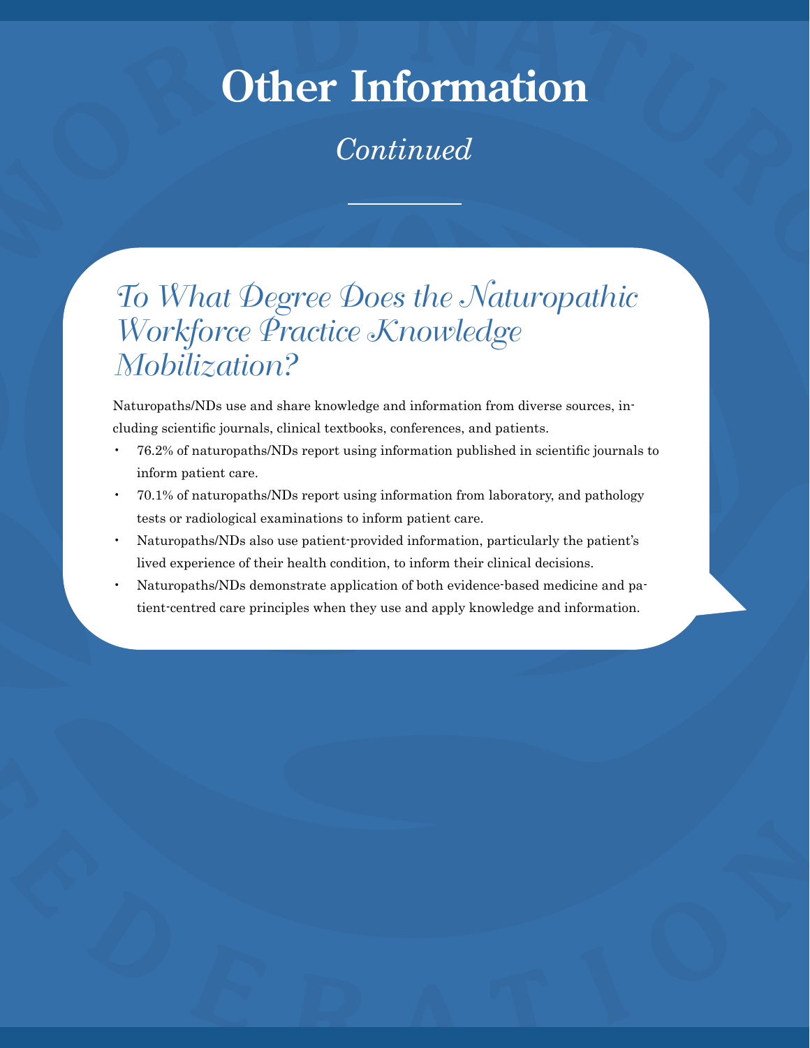# Other Information

*Continued*

## To What Degree Does the Naturopathic Workforce Practice Knowledge Mobilization?

Naturopaths/NDs use and share knowledge and information from diverse sources, including scientific journals, clinical textbooks, conferences, and patients.

- 76.2% of naturopaths/NDs report using information published in scientific journals to inform patient care.
- 70.1% of naturopaths/NDs report using information from laboratory, and pathology tests or radiological examinations to inform patient care.
- Naturopaths/NDs also use patient-provided information, particularly the patient's lived experience of their health condition, to inform their clinical decisions.
- Naturopaths/NDs demonstrate application of both evidence-based medicine and patient-centred care principles when they use and apply knowledge and information.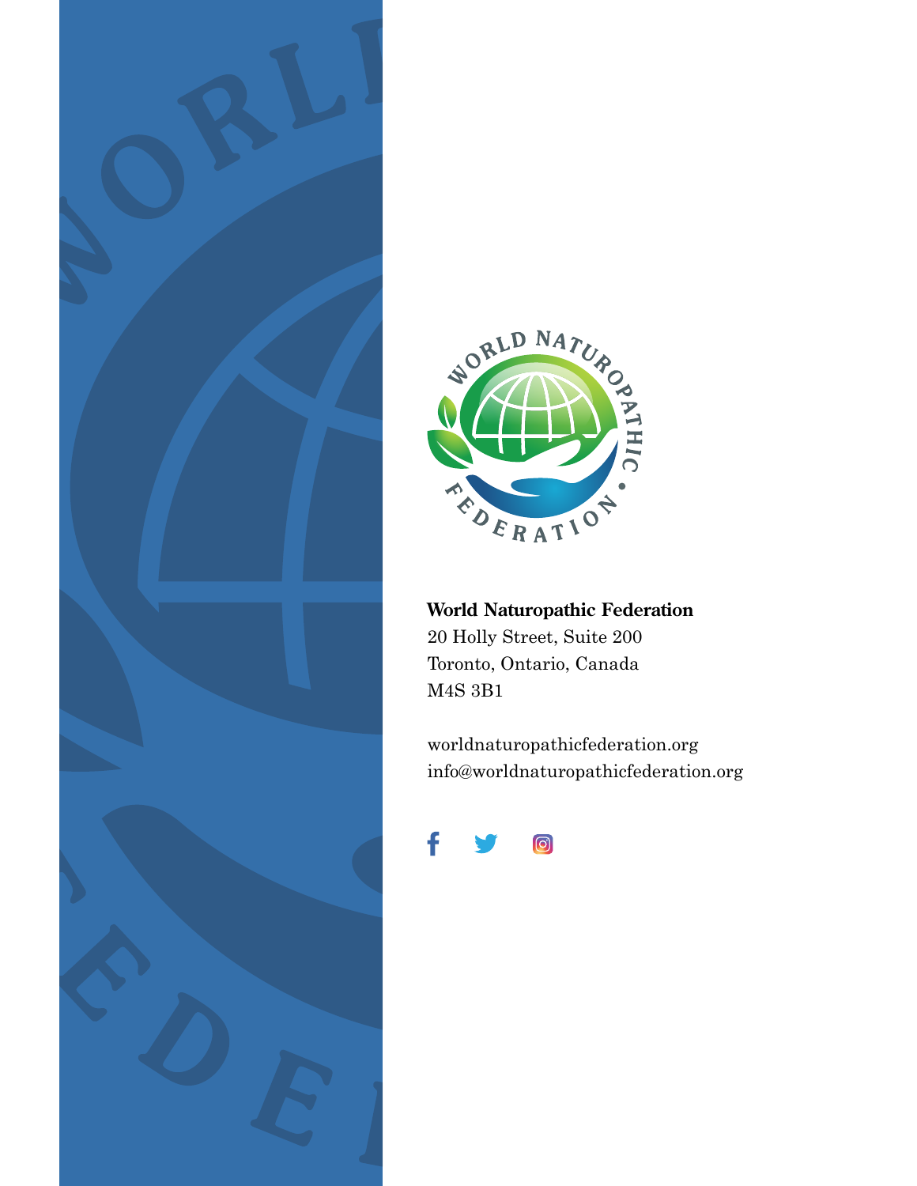**World Naturopathic Federation**
20 Holly Street, Suite 200
Toronto, Ontario, Canada
M4S 3B1

worldnaturopathicfederation.org
info@worldnaturopathicfederation.org